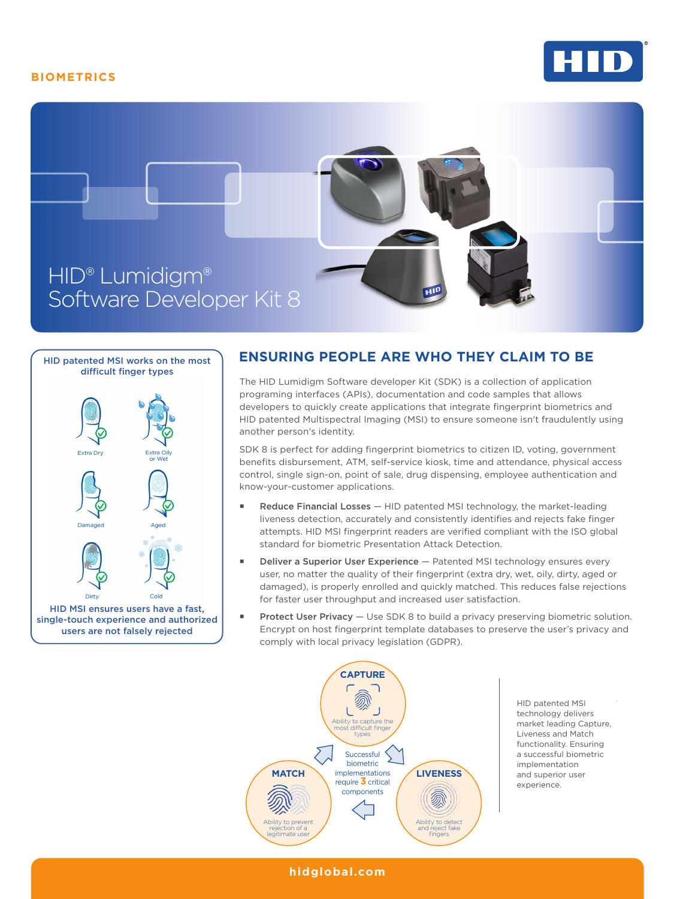BIOMETRICS

# HID® Lumidigm® Software Developer Kit 8

**HID patented MSI works on the most difficult finger types**

Extra Dry

Extra Oily or Wet

Damaged

Aged

Dirty

Cold

**HID MSI ensures users have a fast, single-touch experience and authorized users are not falsely rejected**

## ENSURING PEOPLE ARE WHO THEY CLAIM TO BE

The HID Lumidigm Software developer Kit (SDK) is a collection of application programing interfaces (APIs), documentation and code samples that allows developers to quickly create applications that integrate fingerprint biometrics and HID patented Multispectral Imaging (MSI) to ensure someone isn't fraudulently using another person's identity.

SDK 8 is perfect for adding fingerprint biometrics to citizen ID, voting, government benefits disbursement, ATM, self-service kiosk, time and attendance, physical access control, single sign-on, point of sale, drug dispensing, employee authentication and know-your-customer applications.

- **Reduce Financial Losses** — HID patented MSI technology, the market-leading liveness detection, accurately and consistently identifies and rejects fake finger attempts. HID MSI fingerprint readers are verified compliant with the ISO global standard for biometric Presentation Attack Detection.
- **Deliver a Superior User Experience** — Patented MSI technology ensures every user, no matter the quality of their fingerprint (extra dry, wet, oily, dirty, aged or damaged), is properly enrolled and quickly matched. This reduces false rejections for faster user throughput and increased user satisfaction.
- **Protect User Privacy** — Use SDK 8 to build a privacy preserving biometric solution. Encrypt on host fingerprint template databases to preserve the user's privacy and comply with local privacy legislation (GDPR).

**CAPTURE**
Ability to capture the most difficult finger types

**LIVENESS**
Ability to detect and reject fake fingers

**MATCH**
Ability to prevent rejection of a legitimate user

Successful biometric implementations require 3 critical components

HID patented MSI technology delivers market leading Capture, Liveness and Match functionality. Ensuring a successful biometric implementation and superior user experience.

hidglobal.com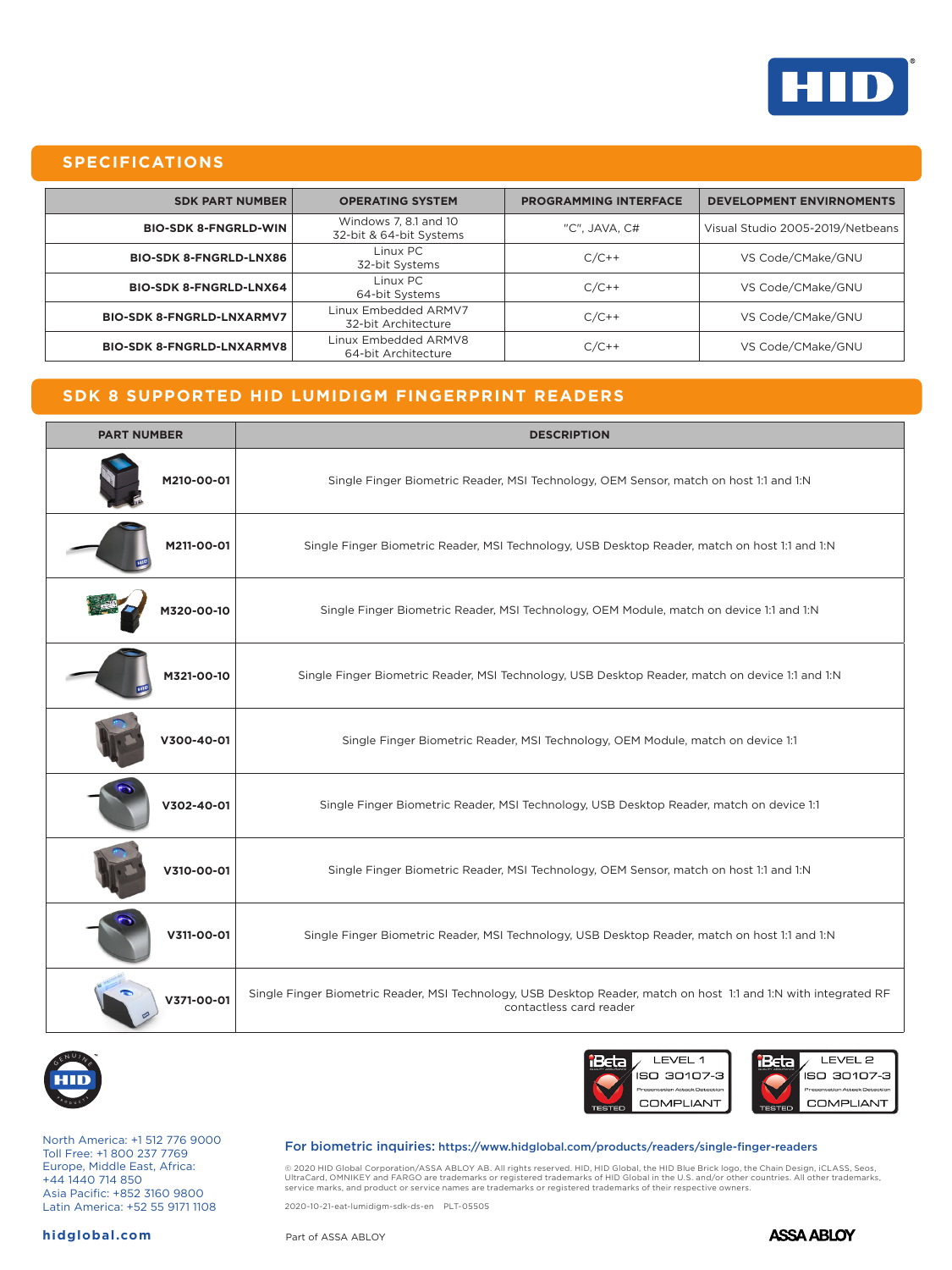## SPECIFICATIONS

| SDK PART NUMBER | OPERATING SYSTEM | PROGRAMMING INTERFACE | DEVELOPMENT ENVIRONMENTS |
|---|---|---|---|
| **BIO-SDK 8-FNGRLD-WIN** | Windows 7, 8.1 and 10<br>32-bit & 64-bit Systems | "C", JAVA, C# | Visual Studio 2005-2019/Netbeans |
| **BIO-SDK 8-FNGRLD-LNX86** | Linux PC<br>32-bit Systems | C/C++ | VS Code/CMake/GNU |
| **BIO-SDK 8-FNGRLD-LNX64** | Linux PC<br>64-bit Systems | C/C++ | VS Code/CMake/GNU |
| **BIO-SDK 8-FNGRLD-LNXARMV7** | Linux Embedded ARMV7<br>32-bit Architecture | C/C++ | VS Code/CMake/GNU |
| **BIO-SDK 8-FNGRLD-LNXARMV8** | Linux Embedded ARMV8<br>64-bit Architecture | C/C++ | VS Code/CMake/GNU |

## SDK 8 SUPPORTED HID LUMIDIGM FINGERPRINT READERS

| PART NUMBER | DESCRIPTION |
|---|---|
| **M210-00-01** | Single Finger Biometric Reader, MSI Technology, OEM Sensor, match on host 1:1 and 1:N |
| **M211-00-01** | Single Finger Biometric Reader, MSI Technology, USB Desktop Reader, match on host 1:1 and 1:N |
| **M320-00-10** | Single Finger Biometric Reader, MSI Technology, OEM Module, match on device 1:1 and 1:N |
| **M321-00-10** | Single Finger Biometric Reader, MSI Technology, USB Desktop Reader, match on device 1:1 and 1:N |
| **V300-40-01** | Single Finger Biometric Reader, MSI Technology, OEM Module, match on device 1:1 |
| **V302-40-01** | Single Finger Biometric Reader, MSI Technology, USB Desktop Reader, match on device 1:1 |
| **V310-00-01** | Single Finger Biometric Reader, MSI Technology, OEM Sensor, match on host 1:1 and 1:N |
| **V311-00-01** | Single Finger Biometric Reader, MSI Technology, USB Desktop Reader, match on host 1:1 and 1:N |
| **V371-00-01** | Single Finger Biometric Reader, MSI Technology, USB Desktop Reader, match on host 1:1 and 1:N with integrated RF contactless card reader |

iBeta LEVEL 1 ISO 30107-3 Presentation Attack Detection COMPLIANT

iBeta LEVEL 2 ISO 30107-3 Presentation Attack Detection COMPLIANT

North America: +1 512 776 9000
Toll Free: +1 800 237 7769
Europe, Middle East, Africa: +44 1440 714 850
Asia Pacific: +852 3160 9800
Latin America: +52 55 9171 1108

**For biometric inquiries:** https://www.hidglobal.com/products/readers/single-finger-readers

© 2020 HID Global Corporation/ASSA ABLOY AB. All rights reserved. HID, HID Global, the HID Blue Brick logo, the Chain Design, iCLASS, Seos, UltraCard, OMNIKEY and FARGO are trademarks or registered trademarks of HID Global in the U.S. and/or other countries. All other trademarks, service marks, and product or service names are trademarks or registered trademarks of their respective owners.

2020-10-21-eat-lumidigm-sdk-ds-en PLT-05505

**hidglobal.com**

Part of ASSA ABLOY